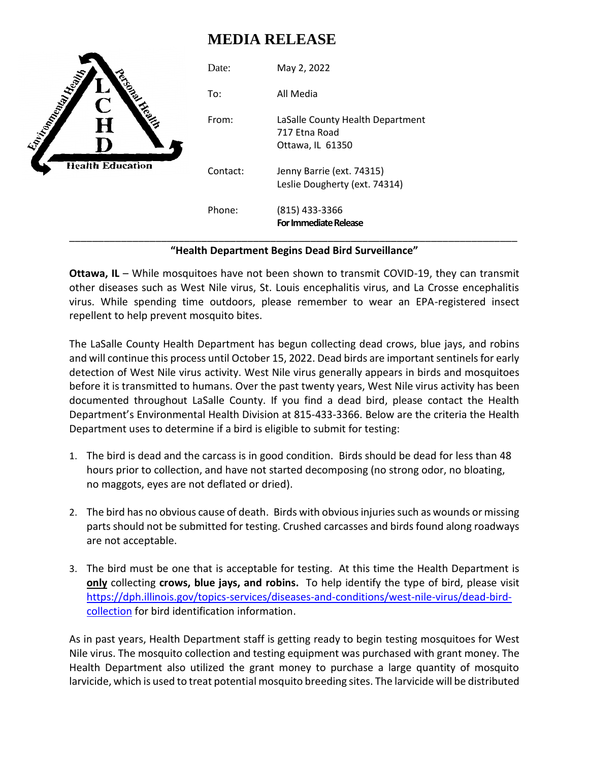# MEDIA RELEASE

Environmental Health — Personal Health — Health Education

LCHD

| | |
|---|---|
| Date: | May 2, 2022 |
| To: | All Media |
| From: | LaSalle County Health Department<br>717 Etna Road<br>Ottawa, IL 61350 |
| Contact: | Jenny Barrie (ext. 74315)<br>Leslie Dougherty (ext. 74314) |
| Phone: | (815) 433-3366<br>**For Immediate Release** |

---

**"Health Department Begins Dead Bird Surveillance"**

**Ottawa, IL** – While mosquitoes have not been shown to transmit COVID-19, they can transmit other diseases such as West Nile virus, St. Louis encephalitis virus, and La Crosse encephalitis virus. While spending time outdoors, please remember to wear an EPA-registered insect repellent to help prevent mosquito bites.

The LaSalle County Health Department has begun collecting dead crows, blue jays, and robins and will continue this process until October 15, 2022. Dead birds are important sentinels for early detection of West Nile virus activity. West Nile virus generally appears in birds and mosquitoes before it is transmitted to humans. Over the past twenty years, West Nile virus activity has been documented throughout LaSalle County. If you find a dead bird, please contact the Health Department's Environmental Health Division at 815-433-3366. Below are the criteria the Health Department uses to determine if a bird is eligible to submit for testing:

1. The bird is dead and the carcass is in good condition. Birds should be dead for less than 48 hours prior to collection, and have not started decomposing (no strong odor, no bloating, no maggots, eyes are not deflated or dried).

2. The bird has no obvious cause of death. Birds with obvious injuries such as wounds or missing parts should not be submitted for testing. Crushed carcasses and birds found along roadways are not acceptable.

3. The bird must be one that is acceptable for testing. At this time the Health Department is **only** collecting **crows, blue jays, and robins.** To help identify the type of bird, please visit [https://dph.illinois.gov/topics-services/diseases-and-conditions/west-nile-virus/dead-bird-collection](https://dph.illinois.gov/topics-services/diseases-and-conditions/west-nile-virus/dead-bird-collection) for bird identification information.

As in past years, Health Department staff is getting ready to begin testing mosquitoes for West Nile virus. The mosquito collection and testing equipment was purchased with grant money. The Health Department also utilized the grant money to purchase a large quantity of mosquito larvicide, which is used to treat potential mosquito breeding sites. The larvicide will be distributed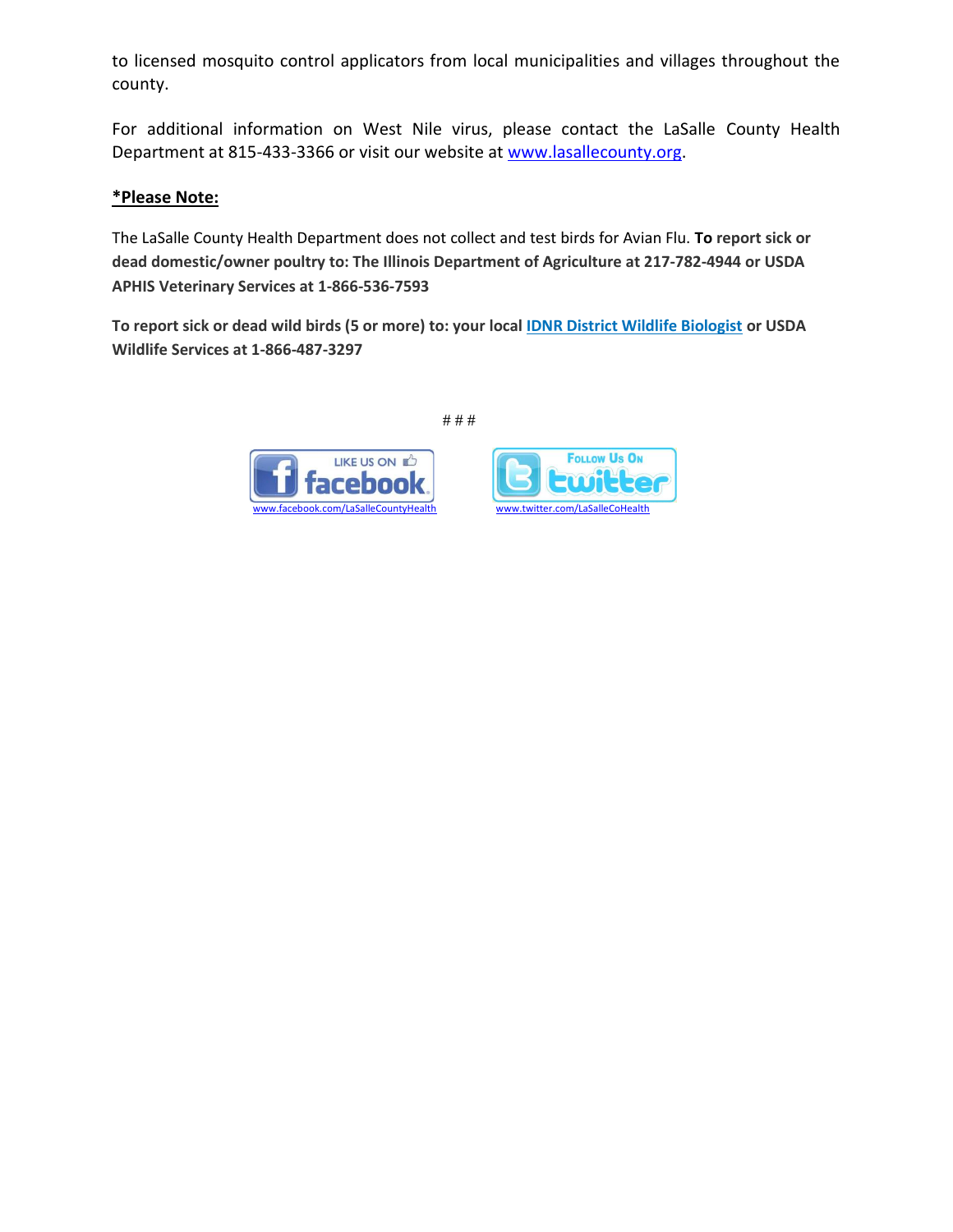to licensed mosquito control applicators from local municipalities and villages throughout the county.

For additional information on West Nile virus, please contact the LaSalle County Health Department at 815-433-3366 or visit our website at www.lasallecounty.org.

**\*Please Note:**

The LaSalle County Health Department does not collect and test birds for Avian Flu. **To report sick or dead domestic/owner poultry to: The Illinois Department of Agriculture at 217-782-4944 or USDA APHIS Veterinary Services at 1-866-536-7593**

**To report sick or dead wild birds (5 or more) to: your local IDNR District Wildlife Biologist or USDA Wildlife Services at 1-866-487-3297**

# # #

LIKE US ON facebook
www.facebook.com/LaSalleCountyHealth

Follow Us On twitter
www.twitter.com/LaSalleCoHealth